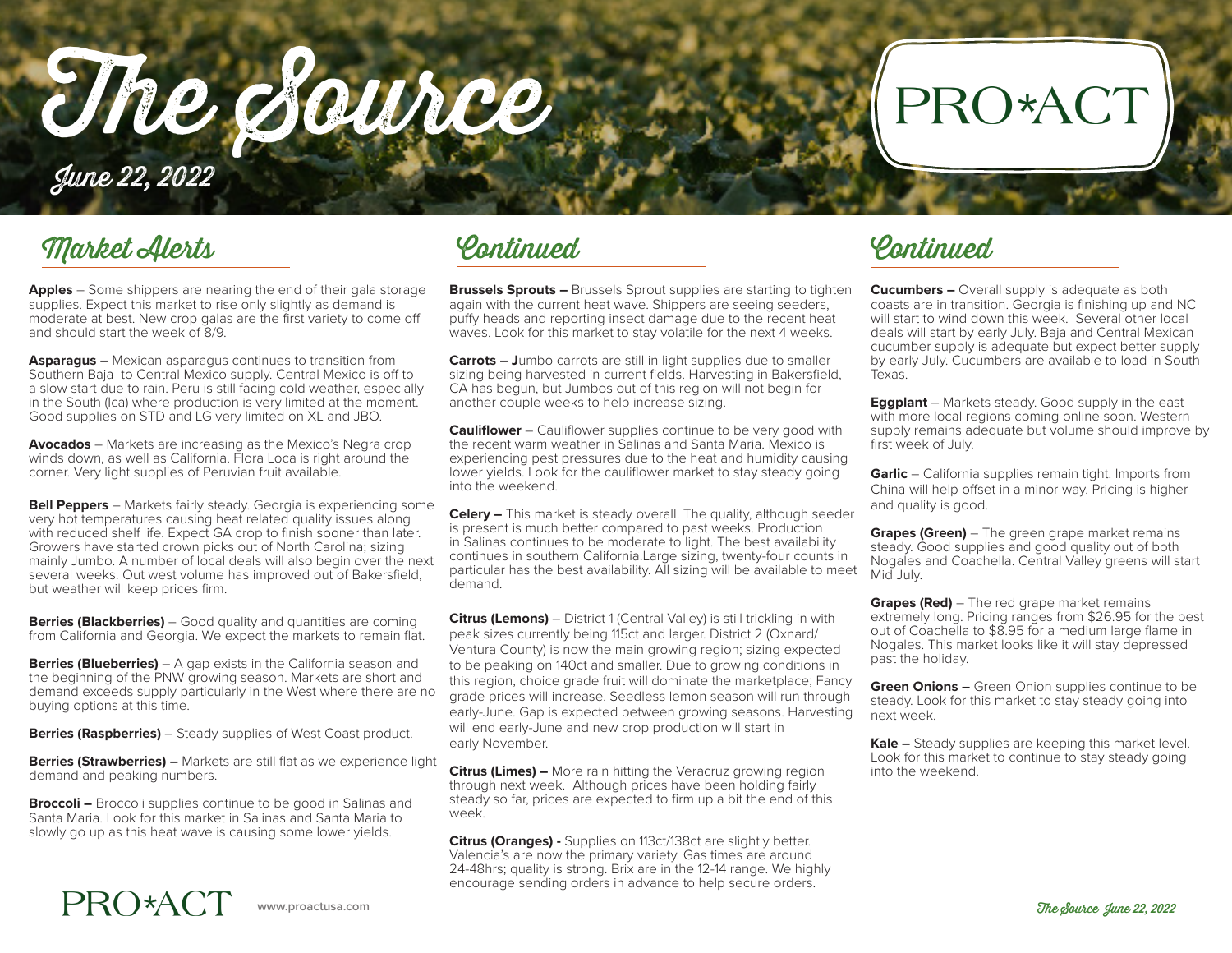// The Source

# The Source

June 22, 2022

PRO*ACT

## Market Alerts

**Apples** – Some shippers are nearing the end of their gala storage supplies. Expect this market to rise only slightly as demand is moderate at best. New crop galas are the first variety to come off and should start the week of 8/9.

**Asparagus –** Mexican asparagus continues to transition from Southern Baja to Central Mexico supply. Central Mexico is off to a slow start due to rain. Peru is still facing cold weather, especially in the South (Ica) where production is very limited at the moment. Good supplies on STD and LG very limited on XL and JBO.

**Avocados** – Markets are increasing as the Mexico's Negra crop winds down, as well as California. Flora Loca is right around the corner. Very light supplies of Peruvian fruit available.

**Bell Peppers** – Markets fairly steady. Georgia is experiencing some very hot temperatures causing heat related quality issues along with reduced shelf life. Expect GA crop to finish sooner than later. Growers have started crown picks out of North Carolina; sizing mainly Jumbo. A number of local deals will also begin over the next several weeks. Out west volume has improved out of Bakersfield, but weather will keep prices firm.

**Berries (Blackberries)** – Good quality and quantities are coming from California and Georgia. We expect the markets to remain flat.

**Berries (Blueberries)** – A gap exists in the California season and the beginning of the PNW growing season. Markets are short and demand exceeds supply particularly in the West where there are no buying options at this time.

**Berries (Raspberries)** – Steady supplies of West Coast product.

**Berries (Strawberries) –** Markets are still flat as we experience light demand and peaking numbers.

**Broccoli –** Broccoli supplies continue to be good in Salinas and Santa Maria. Look for this market in Salinas and Santa Maria to slowly go up as this heat wave is causing some lower yields.

## Continued

**Brussels Sprouts –** Brussels Sprout supplies are starting to tighten again with the current heat wave. Shippers are seeing seeders, puffy heads and reporting insect damage due to the recent heat waves. Look for this market to stay volatile for the next 4 weeks.

**Carrots – J**umbo carrots are still in light supplies due to smaller sizing being harvested in current fields. Harvesting in Bakersfield, CA has begun, but Jumbos out of this region will not begin for another couple weeks to help increase sizing.

**Cauliflower** – Cauliflower supplies continue to be very good with the recent warm weather in Salinas and Santa Maria. Mexico is experiencing pest pressures due to the heat and humidity causing lower yields. Look for the cauliflower market to stay steady going into the weekend.

**Celery –** This market is steady overall. The quality, although seeder is present is much better compared to past weeks. Production in Salinas continues to be moderate to light. The best availability continues in southern California.Large sizing, twenty-four counts in particular has the best availability. All sizing will be available to meet demand.

**Citrus (Lemons)** – District 1 (Central Valley) is still trickling in with peak sizes currently being 115ct and larger. District 2 (Oxnard/ Ventura County) is now the main growing region; sizing expected to be peaking on 140ct and smaller. Due to growing conditions in this region, choice grade fruit will dominate the marketplace; Fancy grade prices will increase. Seedless lemon season will run through early-June. Gap is expected between growing seasons. Harvesting will end early-June and new crop production will start in early November.

**Citrus (Limes) –** More rain hitting the Veracruz growing region through next week. Although prices have been holding fairly steady so far, prices are expected to firm up a bit the end of this week.

**Citrus (Oranges) -** Supplies on 113ct/138ct are slightly better. Valencia's are now the primary variety. Gas times are around 24-48hrs; quality is strong. Brix are in the 12-14 range. We highly encourage sending orders in advance to help secure orders.

## Continued

**Cucumbers –** Overall supply is adequate as both coasts are in transition. Georgia is finishing up and NC will start to wind down this week. Several other local deals will start by early July. Baja and Central Mexican cucumber supply is adequate but expect better supply by early July. Cucumbers are available to load in South Texas.

**Eggplant** – Markets steady. Good supply in the east with more local regions coming online soon. Western supply remains adequate but volume should improve by first week of July.

**Garlic** – California supplies remain tight. Imports from China will help offset in a minor way. Pricing is higher and quality is good.

**Grapes (Green)** – The green grape market remains steady. Good supplies and good quality out of both Nogales and Coachella. Central Valley greens will start Mid July.

**Grapes (Red)** – The red grape market remains extremely long. Pricing ranges from $26.95 for the best out of Coachella to $8.95 for a medium large flame in Nogales. This market looks like it will stay depressed past the holiday.

**Green Onions –** Green Onion supplies continue to be steady. Look for this market to stay steady going into next week.

**Kale –** Steady supplies are keeping this market level. Look for this market to continue to stay steady going into the weekend.

PRO*ACT www.proactusa.com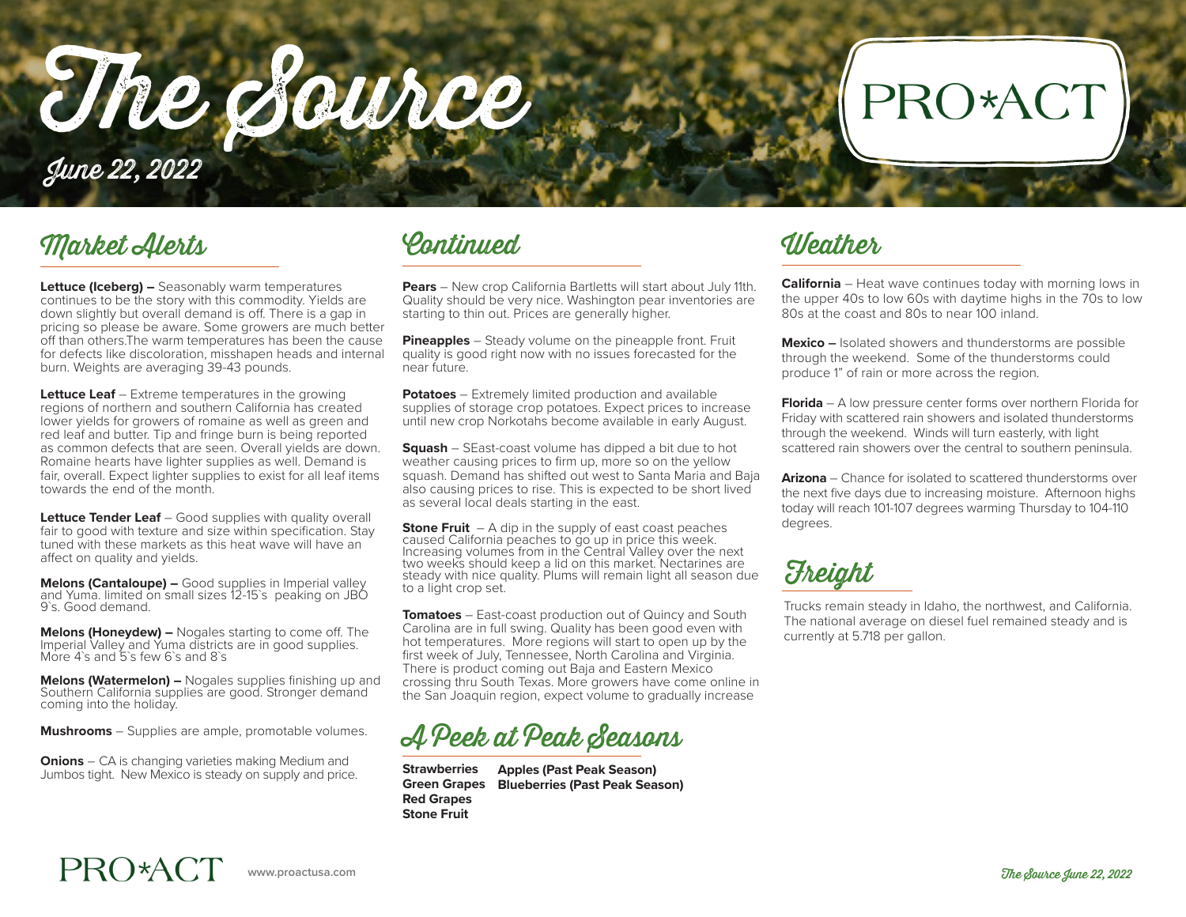# The Source

*June 22, 2022*

PRO*ACT

## Market Alerts

**Lettuce (Iceberg) –** Seasonably warm temperatures continues to be the story with this commodity. Yields are down slightly but overall demand is off. There is a gap in pricing so please be aware. Some growers are much better off than others.The warm temperatures has been the cause for defects like discoloration, misshapen heads and internal burn. Weights are averaging 39-43 pounds.

**Lettuce Leaf** – Extreme temperatures in the growing regions of northern and southern California has created lower yields for growers of romaine as well as green and red leaf and butter. Tip and fringe burn is being reported as common defects that are seen. Overall yields are down. Romaine hearts have lighter supplies as well. Demand is fair, overall. Expect lighter supplies to exist for all leaf items towards the end of the month.

**Lettuce Tender Leaf** – Good supplies with quality overall fair to good with texture and size within specification. Stay tuned with these markets as this heat wave will have an affect on quality and yields.

**Melons (Cantaloupe) –** Good supplies in Imperial valley and Yuma. limited on small sizes 12-15`s peaking on JBO 9`s. Good demand.

**Melons (Honeydew) –** Nogales starting to come off. The Imperial Valley and Yuma districts are in good supplies. More 4`s and 5`s few 6`s and 8`s

**Melons (Watermelon) –** Nogales supplies finishing up and Southern California supplies are good. Stronger demand coming into the holiday.

**Mushrooms** – Supplies are ample, promotable volumes.

**Onions** – CA is changing varieties making Medium and Jumbos tight. New Mexico is steady on supply and price.

## Continued

**Pears** – New crop California Bartletts will start about July 11th. Quality should be very nice. Washington pear inventories are starting to thin out. Prices are generally higher.

**Pineapples** – Steady volume on the pineapple front. Fruit quality is good right now with no issues forecasted for the near future.

**Potatoes** – Extremely limited production and available supplies of storage crop potatoes. Expect prices to increase until new crop Norkotahs become available in early August.

**Squash** – SEast-coast volume has dipped a bit due to hot weather causing prices to firm up, more so on the yellow squash. Demand has shifted out west to Santa Maria and Baja also causing prices to rise. This is expected to be short lived as several local deals starting in the east.

**Stone Fruit** – A dip in the supply of east coast peaches caused California peaches to go up in price this week. Increasing volumes from in the Central Valley over the next two weeks should keep a lid on this market. Nectarines are steady with nice quality. Plums will remain light all season due to a light crop set.

**Tomatoes** – East-coast production out of Quincy and South Carolina are in full swing. Quality has been good even with hot temperatures. More regions will start to open up by the first week of July, Tennessee, North Carolina and Virginia. There is product coming out Baja and Eastern Mexico crossing thru South Texas. More growers have come online in the San Joaquin region, expect volume to gradually increase

## A Peek at Peak Seasons

**Strawberries**
**Green Grapes**
**Red Grapes**
**Stone Fruit**

**Apples (Past Peak Season)**
**Blueberries (Past Peak Season)**

## Weather

**California** – Heat wave continues today with morning lows in the upper 40s to low 60s with daytime highs in the 70s to low 80s at the coast and 80s to near 100 inland.

**Mexico –** Isolated showers and thunderstorms are possible through the weekend. Some of the thunderstorms could produce 1" of rain or more across the region.

**Florida** – A low pressure center forms over northern Florida for Friday with scattered rain showers and isolated thunderstorms through the weekend. Winds will turn easterly, with light scattered rain showers over the central to southern peninsula.

**Arizona** – Chance for isolated to scattered thunderstorms over the next five days due to increasing moisture. Afternoon highs today will reach 101-107 degrees warming Thursday to 104-110 degrees.

## Freight

Trucks remain steady in Idaho, the northwest, and California. The national average on diesel fuel remained steady and is currently at 5.718 per gallon.

PRO*ACT www.proactusa.com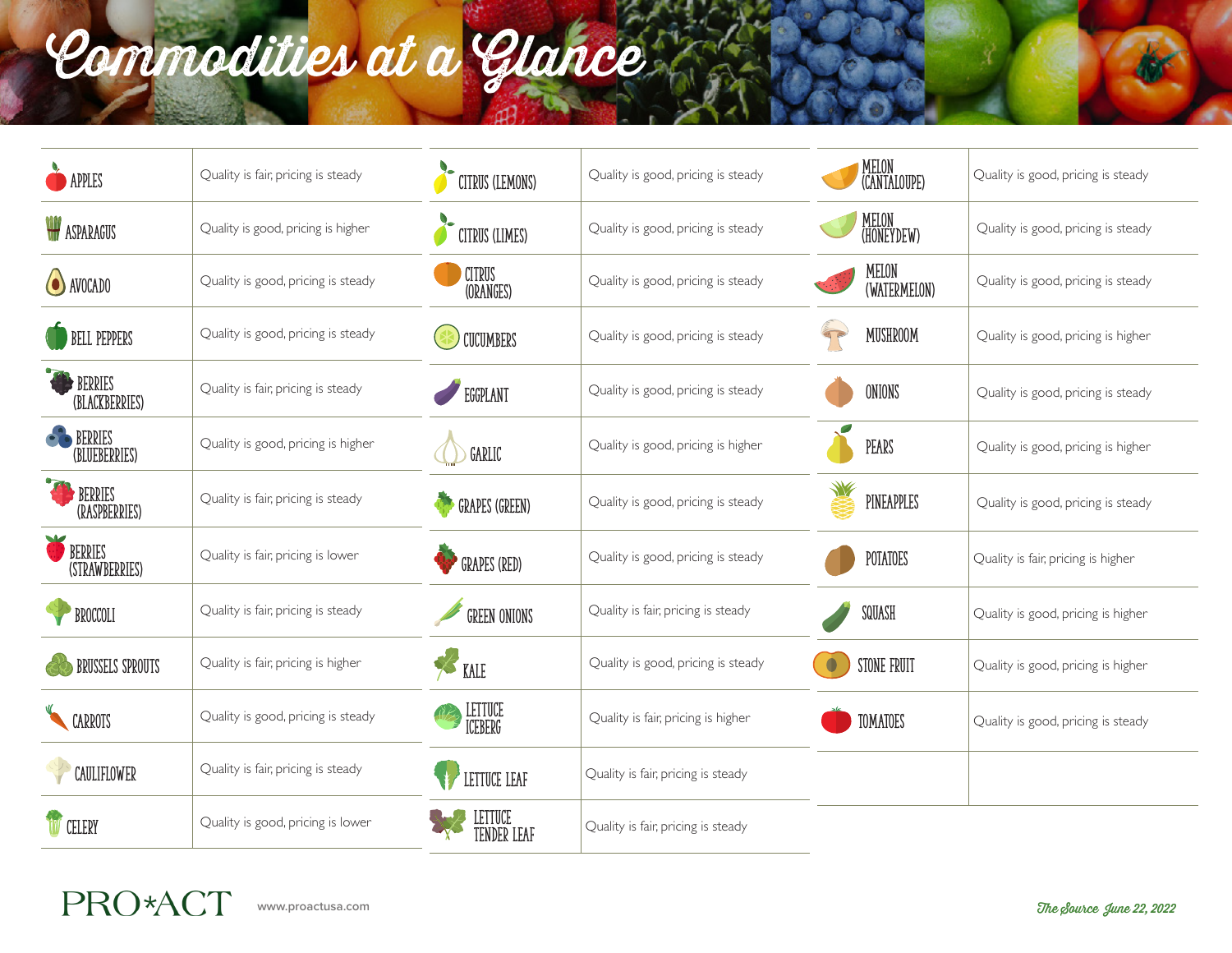# Commodities at a Glance

| | |
|---|---|
| APPLES | Quality is fair, pricing is steady |
| ASPARAGUS | Quality is good, pricing is higher |
| AVOCADO | Quality is good, pricing is steady |
| BELL PEPPERS | Quality is good, pricing is steady |
| BERRIES (BLACKBERRIES) | Quality is fair, pricing is steady |
| BERRIES (BLUEBERRIES) | Quality is good, pricing is higher |
| BERRIES (RASPBERRIES) | Quality is fair, pricing is steady |
| BERRIES (STRAWBERRIES) | Quality is fair, pricing is lower |
| BROCCOLI | Quality is fair, pricing is steady |
| BRUSSELS SPROUTS | Quality is fair, pricing is higher |
| CARROTS | Quality is good, pricing is steady |
| CAULIFLOWER | Quality is fair, pricing is steady |
| CELERY | Quality is good, pricing is lower |
| CITRUS (LEMONS) | Quality is good, pricing is steady |
| CITRUS (LIMES) | Quality is good, pricing is steady |
| CITRUS (ORANGES) | Quality is good, pricing is steady |
| CUCUMBERS | Quality is good, pricing is steady |
| EGGPLANT | Quality is good, pricing is steady |
| GARLIC | Quality is good, pricing is higher |
| GRAPES (GREEN) | Quality is good, pricing is steady |
| GRAPES (RED) | Quality is good, pricing is steady |
| GREEN ONIONS | Quality is fair, pricing is steady |
| KALE | Quality is good, pricing is steady |
| LETTUCE ICEBERG | Quality is fair, pricing is higher |
| LETTUCE LEAF | Quality is fair, pricing is steady |
| LETTUCE TENDER LEAF | Quality is fair, pricing is steady |
| MELON (CANTALOUPE) | Quality is good, pricing is steady |
| MELON (HONEYDEW) | Quality is good, pricing is steady |
| MELON (WATERMELON) | Quality is good, pricing is steady |
| MUSHROOM | Quality is good, pricing is higher |
| ONIONS | Quality is good, pricing is steady |
| PEARS | Quality is good, pricing is higher |
| PINEAPPLES | Quality is good, pricing is steady |
| POTATOES | Quality is fair, pricing is higher |
| SQUASH | Quality is good, pricing is higher |
| STONE FRUIT | Quality is good, pricing is higher |
| TOMATOES | Quality is good, pricing is steady |

PRO*ACT www.proactusa.com

*The Source June 22, 2022*